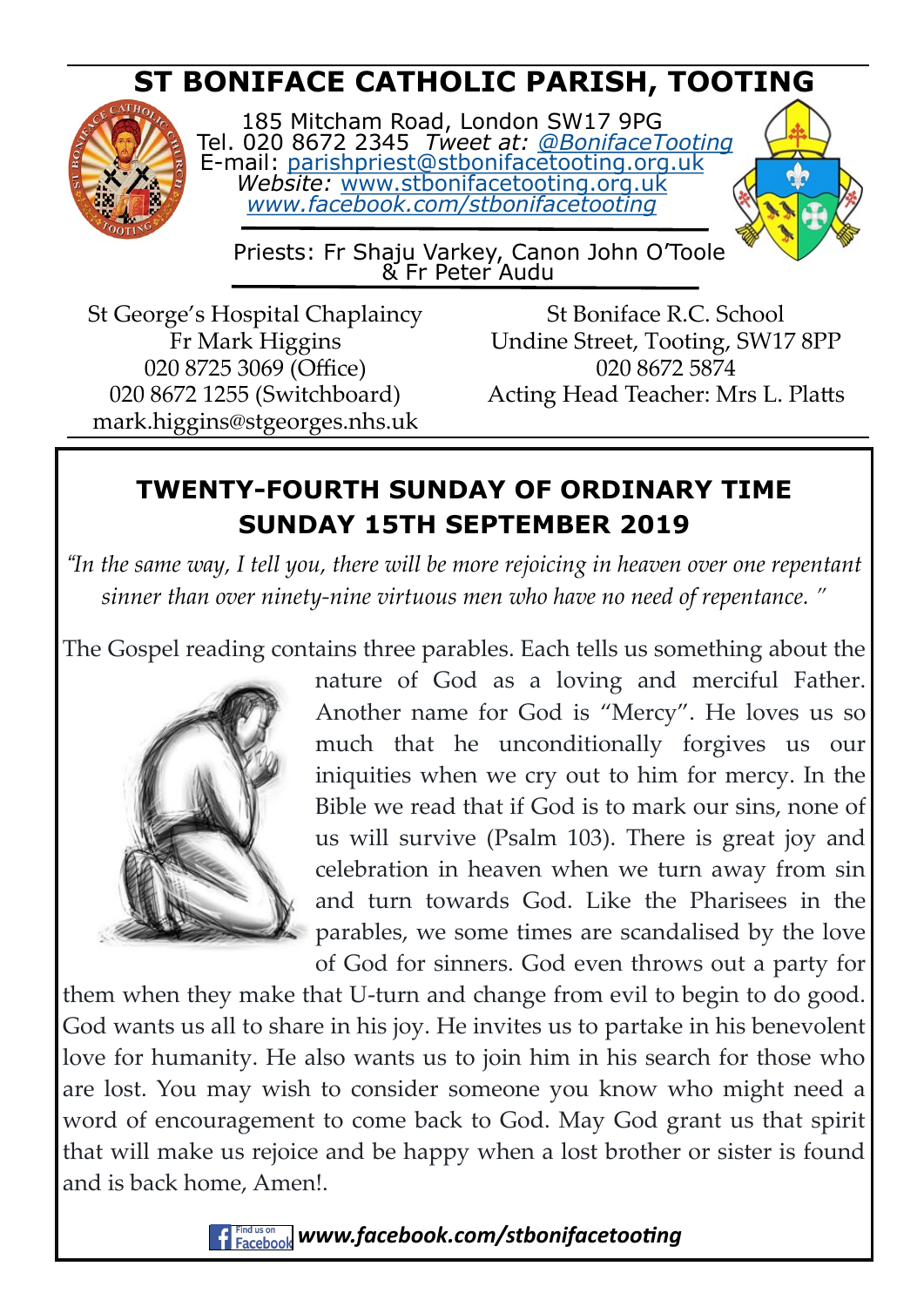# ST BONIFACE CATHOLIC PARISH, TOOTING

185 Mitcham Road, London SW17 9PG
Tel. 020 8672 2345 *Tweet at:* *@BonifaceTooting*
E-mail: parishpriest@stbonifacetooting.org.uk
*Website:* www.stbonifacetooting.org.uk
*www.facebook.com/stbonifacetooting*

Priests: Fr Shaju Varkey, Canon John O'Toole & Fr Peter Audu

St George's Hospital Chaplaincy
Fr Mark Higgins
020 8725 3069 (Office)
020 8672 1255 (Switchboard)
mark.higgins@stgeorges.nhs.uk

St Boniface R.C. School
Undine Street, Tooting, SW17 8PP
020 8672 5874
Acting Head Teacher: Mrs L. Platts

## TWENTY-FOURTH SUNDAY OF ORDINARY TIME
## SUNDAY 15TH SEPTEMBER 2019

*"In the same way, I tell you, there will be more rejoicing in heaven over one repentant sinner than over ninety-nine virtuous men who have no need of repentance. "*

The Gospel reading contains three parables. Each tells us something about the nature of God as a loving and merciful Father. Another name for God is "Mercy". He loves us so much that he unconditionally forgives us our iniquities when we cry out to him for mercy. In the Bible we read that if God is to mark our sins, none of us will survive (Psalm 103). There is great joy and celebration in heaven when we turn away from sin and turn towards God. Like the Pharisees in the parables, we some times are scandalised by the love of God for sinners. God even throws out a party for them when they make that U-turn and change from evil to begin to do good. God wants us all to share in his joy. He invites us to partake in his benevolent love for humanity. He also wants us to join him in his search for those who are lost. You may wish to consider someone you know who might need a word of encouragement to come back to God. May God grant us that spirit that will make us rejoice and be happy when a lost brother or sister is found and is back home, Amen!.

Find us on Facebook ***www.facebook.com/stbonifacetooting***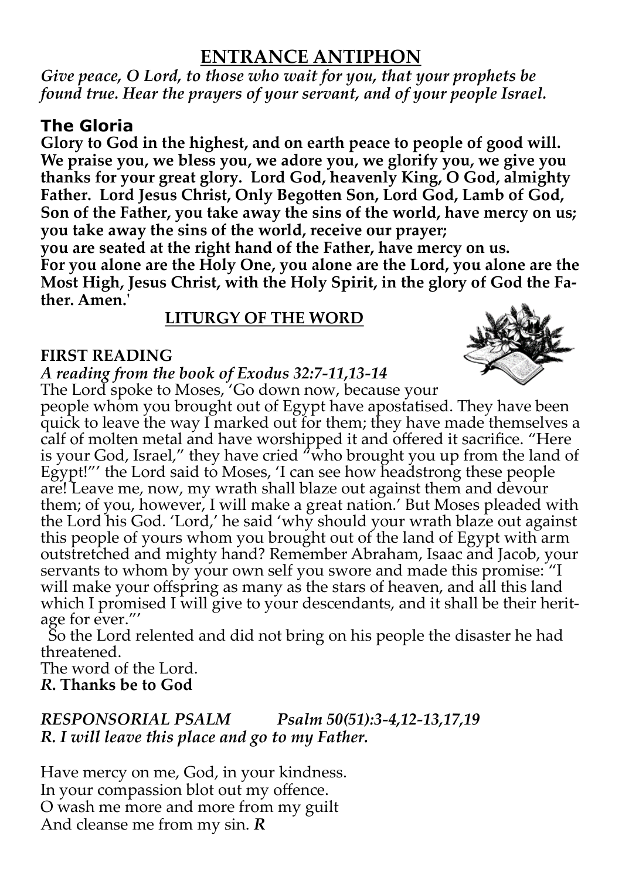## ENTRANCE ANTIPHON

*Give peace, O Lord, to those who wait for you, that your prophets be found true. Hear the prayers of your servant, and of your people Israel.*

### The Gloria

**Glory to God in the highest, and on earth peace to people of good will. We praise you, we bless you, we adore you, we glorify you, we give you thanks for your great glory. Lord God, heavenly King, O God, almighty Father. Lord Jesus Christ, Only Begotten Son, Lord God, Lamb of God, Son of the Father, you take away the sins of the world, have mercy on us; you take away the sins of the world, receive our prayer; you are seated at the right hand of the Father, have mercy on us. For you alone are the Holy One, you alone are the Lord, you alone are the Most High, Jesus Christ, with the Holy Spirit, in the glory of God the Father. Amen.'**

## LITURGY OF THE WORD

**FIRST READING**

***A reading from the book of Exodus 32:7-11,13-14***

The Lord spoke to Moses, 'Go down now, because your people whom you brought out of Egypt have apostatised. They have been quick to leave the way I marked out for them; they have made themselves a calf of molten metal and have worshipped it and offered it sacrifice. "Here is your God, Israel," they have cried "who brought you up from the land of Egypt!"' the Lord said to Moses, 'I can see how headstrong these people are! Leave me, now, my wrath shall blaze out against them and devour them; of you, however, I will make a great nation.' But Moses pleaded with the Lord his God. 'Lord,' he said 'why should your wrath blaze out against this people of yours whom you brought out of the land of Egypt with arm outstretched and mighty hand? Remember Abraham, Isaac and Jacob, your servants to whom by your own self you swore and made this promise: "I will make your offspring as many as the stars of heaven, and all this land which I promised I will give to your descendants, and it shall be their heritage for ever."'

So the Lord relented and did not bring on his people the disaster he had threatened.

The word of the Lord.

***R*. Thanks be to God**

***RESPONSORIAL PSALM Psalm 50(51):3-4,12-13,17,19***

***R. I will leave this place and go to my Father.***

Have mercy on me, God, in your kindness.
In your compassion blot out my offence.
O wash me more and more from my guilt
And cleanse me from my sin. ***R***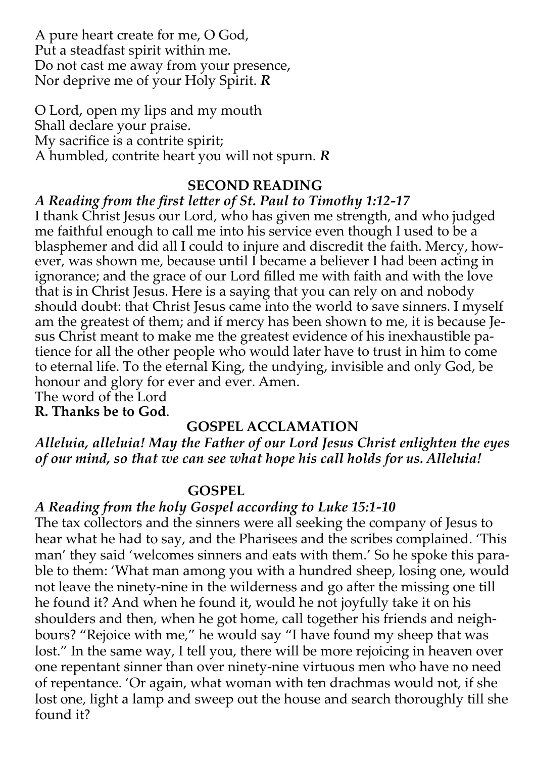A pure heart create for me, O God,
Put a steadfast spirit within me.
Do not cast me away from your presence,
Nor deprive me of your Holy Spirit. ***R***

O Lord, open my lips and my mouth
Shall declare your praise.
My sacrifice is a contrite spirit;
A humbled, contrite heart you will not spurn. ***R***

## SECOND READING

***A Reading from the first letter of St. Paul to Timothy 1:12-17***

I thank Christ Jesus our Lord, who has given me strength, and who judged me faithful enough to call me into his service even though I used to be a blasphemer and did all I could to injure and discredit the faith. Mercy, however, was shown me, because until I became a believer I had been acting in ignorance; and the grace of our Lord filled me with faith and with the love that is in Christ Jesus. Here is a saying that you can rely on and nobody should doubt: that Christ Jesus came into the world to save sinners. I myself am the greatest of them; and if mercy has been shown to me, it is because Jesus Christ meant to make me the greatest evidence of his inexhaustible patience for all the other people who would later have to trust in him to come to eternal life. To the eternal King, the undying, invisible and only God, be honour and glory for ever and ever. Amen.
The word of the Lord
**R. Thanks be to God**.

## GOSPEL ACCLAMATION

***Alleluia, alleluia! May the Father of our Lord Jesus Christ enlighten the eyes of our mind, so that we can see what hope his call holds for us. Alleluia!***

## GOSPEL

***A Reading from the holy Gospel according to Luke 15:1-10***

The tax collectors and the sinners were all seeking the company of Jesus to hear what he had to say, and the Pharisees and the scribes complained. 'This man' they said 'welcomes sinners and eats with them.' So he spoke this parable to them: 'What man among you with a hundred sheep, losing one, would not leave the ninety-nine in the wilderness and go after the missing one till he found it? And when he found it, would he not joyfully take it on his shoulders and then, when he got home, call together his friends and neighbours? "Rejoice with me," he would say "I have found my sheep that was lost." In the same way, I tell you, there will be more rejoicing in heaven over one repentant sinner than over ninety-nine virtuous men who have no need of repentance. 'Or again, what woman with ten drachmas would not, if she lost one, light a lamp and sweep out the house and search thoroughly till she found it?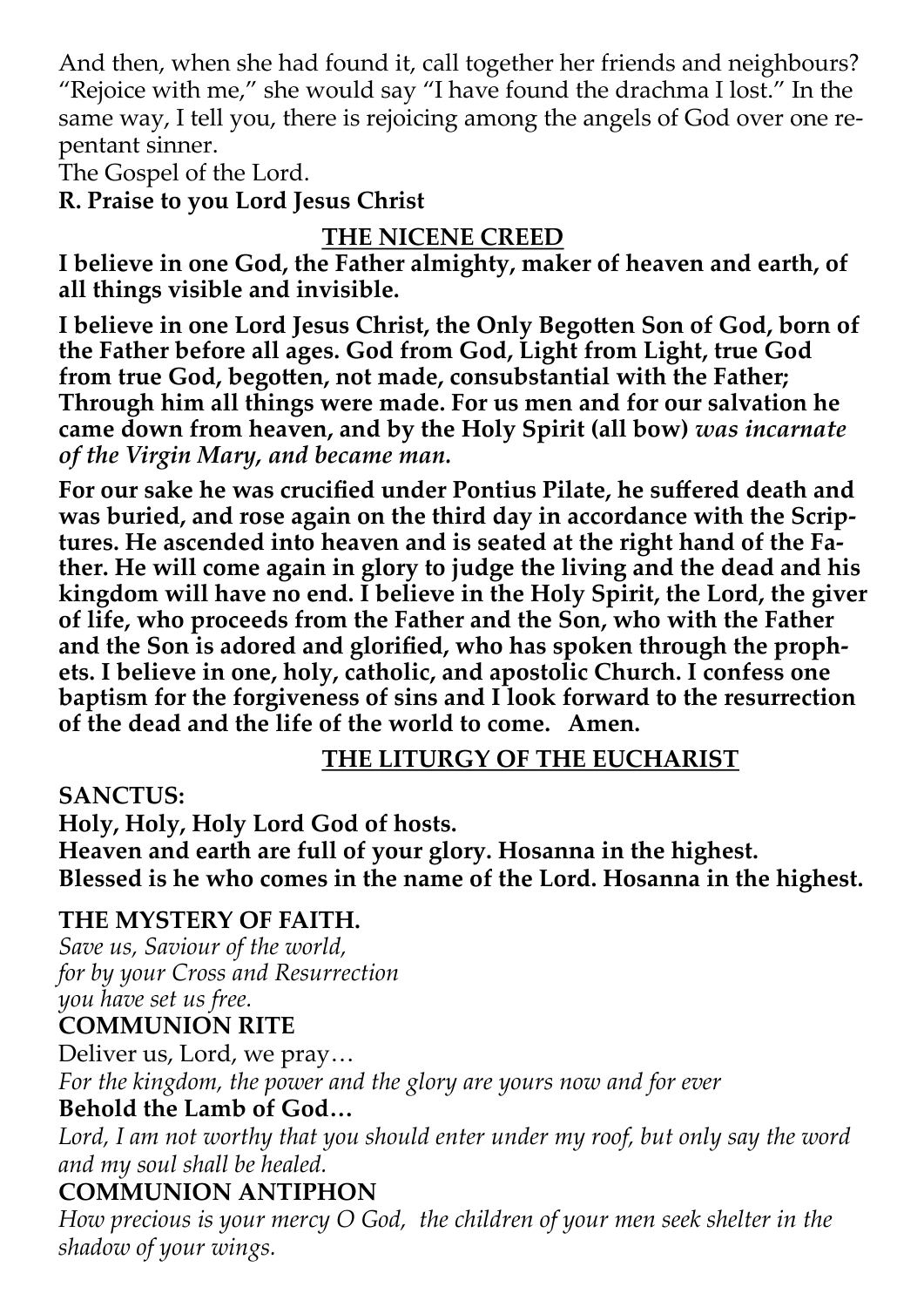And then, when she had found it, call together her friends and neighbours? "Rejoice with me," she would say "I have found the drachma I lost." In the same way, I tell you, there is rejoicing among the angels of God over one repentant sinner.

The Gospel of the Lord.

**R. Praise to you Lord Jesus Christ**

## THE NICENE CREED

**I believe in one God, the Father almighty, maker of heaven and earth, of all things visible and invisible.**

**I believe in one Lord Jesus Christ, the Only Begotten Son of God, born of the Father before all ages. God from God, Light from Light, true God from true God, begotten, not made, consubstantial with the Father; Through him all things were made. For us men and for our salvation he came down from heaven, and by the Holy Spirit (all bow)** ***was incarnate of the Virgin Mary, and became man.***

**For our sake he was crucified under Pontius Pilate, he suffered death and was buried, and rose again on the third day in accordance with the Scriptures. He ascended into heaven and is seated at the right hand of the Father. He will come again in glory to judge the living and the dead and his kingdom will have no end. I believe in the Holy Spirit, the Lord, the giver of life, who proceeds from the Father and the Son, who with the Father and the Son is adored and glorified, who has spoken through the prophets. I believe in one, holy, catholic, and apostolic Church. I confess one baptism for the forgiveness of sins and I look forward to the resurrection of the dead and the life of the world to come. Amen.**

## THE LITURGY OF THE EUCHARIST

**SANCTUS:**

**Holy, Holy, Holy Lord God of hosts.**
**Heaven and earth are full of your glory. Hosanna in the highest.**
**Blessed is he who comes in the name of the Lord. Hosanna in the highest.**

**THE MYSTERY OF FAITH.**

*Save us, Saviour of the world,*
*for by your Cross and Resurrection*
*you have set us free.*

**COMMUNION RITE**

Deliver us, Lord, we pray…

*For the kingdom, the power and the glory are yours now and for ever*

**Behold the Lamb of God…**

*Lord, I am not worthy that you should enter under my roof, but only say the word and my soul shall be healed.*

**COMMUNION ANTIPHON**

*How precious is your mercy O God, the children of your men seek shelter in the shadow of your wings.*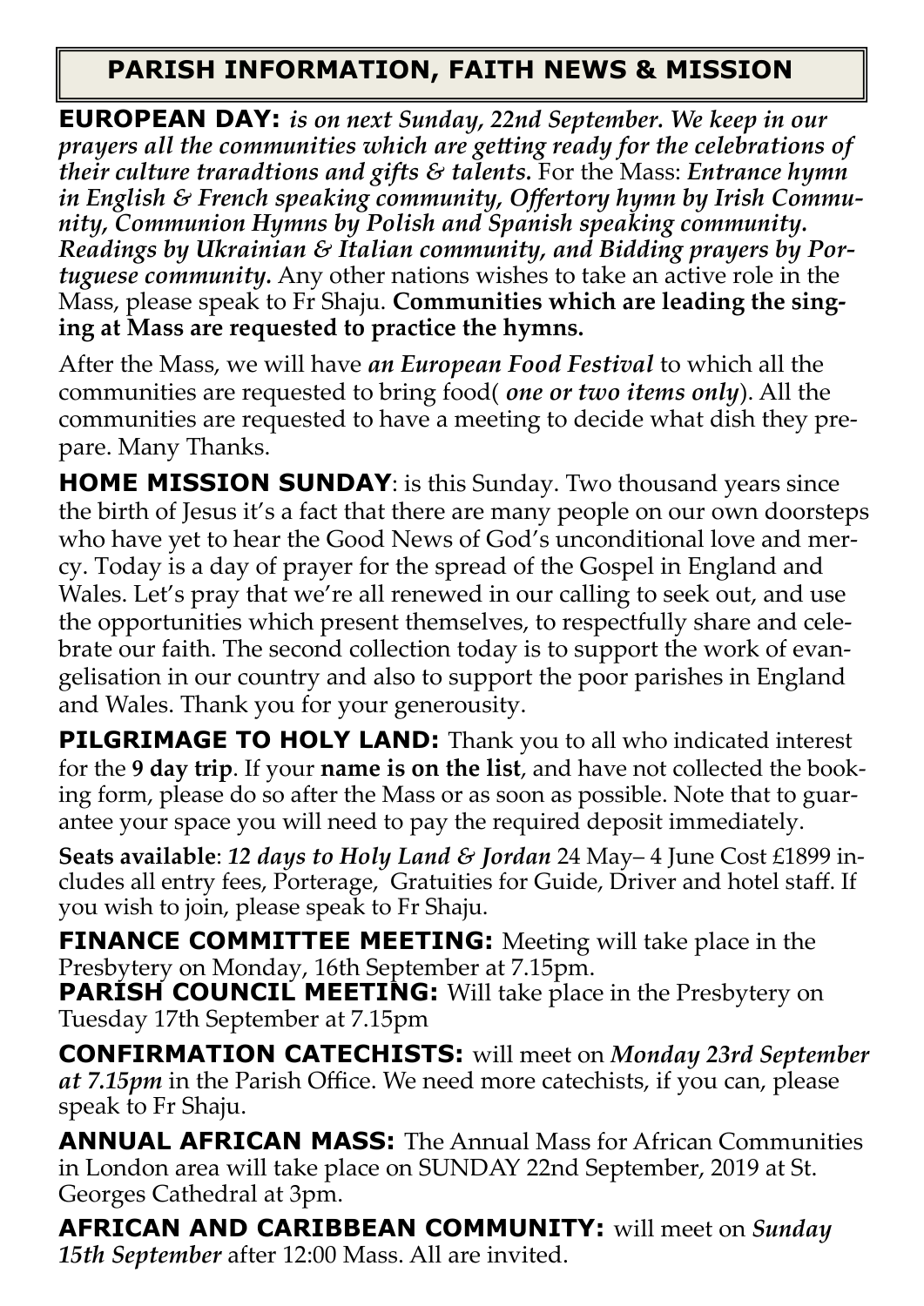## PARISH INFORMATION, FAITH NEWS & MISSION

**EUROPEAN DAY:** ***is on next Sunday, 22nd September. We keep in our prayers all the communities which are getting ready for the celebrations of their culture traradtions and gifts & talents.*** For the Mass: ***Entrance hymn in English & French speaking community, Offertory hymn by Irish Community, Communion Hymns by Polish and Spanish speaking community. Readings by Ukrainian & Italian community, and Bidding prayers by Portuguese community.*** Any other nations wishes to take an active role in the Mass, please speak to Fr Shaju. **Communities which are leading the singing at Mass are requested to practice the hymns.**

After the Mass, we will have ***an European Food Festival*** to which all the communities are requested to bring food( ***one or two items only***). All the communities are requested to have a meeting to decide what dish they prepare. Many Thanks.

**HOME MISSION SUNDAY**: is this Sunday. Two thousand years since the birth of Jesus it's a fact that there are many people on our own doorsteps who have yet to hear the Good News of God's unconditional love and mercy. Today is a day of prayer for the spread of the Gospel in England and Wales. Let's pray that we're all renewed in our calling to seek out, and use the opportunities which present themselves, to respectfully share and celebrate our faith. The second collection today is to support the work of evangelisation in our country and also to support the poor parishes in England and Wales. Thank you for your generousity.

**PILGRIMAGE TO HOLY LAND:** Thank you to all who indicated interest for the **9 day trip**. If your **name is on the list**, and have not collected the booking form, please do so after the Mass or as soon as possible. Note that to guarantee your space you will need to pay the required deposit immediately.

**Seats available**: ***12 days to Holy Land & Jordan*** 24 May– 4 June Cost £1899 includes all entry fees, Porterage, Gratuities for Guide, Driver and hotel staff. If you wish to join, please speak to Fr Shaju.

**FINANCE COMMITTEE MEETING:** Meeting will take place in the Presbytery on Monday, 16th September at 7.15pm.

**PARISH COUNCIL MEETING:** Will take place in the Presbytery on Tuesday 17th September at 7.15pm

**CONFIRMATION CATECHISTS:** will meet on ***Monday 23rd September at 7.15pm*** in the Parish Office. We need more catechists, if you can, please speak to Fr Shaju.

**ANNUAL AFRICAN MASS:** The Annual Mass for African Communities in London area will take place on SUNDAY 22nd September, 2019 at St. Georges Cathedral at 3pm.

**AFRICAN AND CARIBBEAN COMMUNITY:** will meet on ***Sunday 15th September*** after 12:00 Mass. All are invited.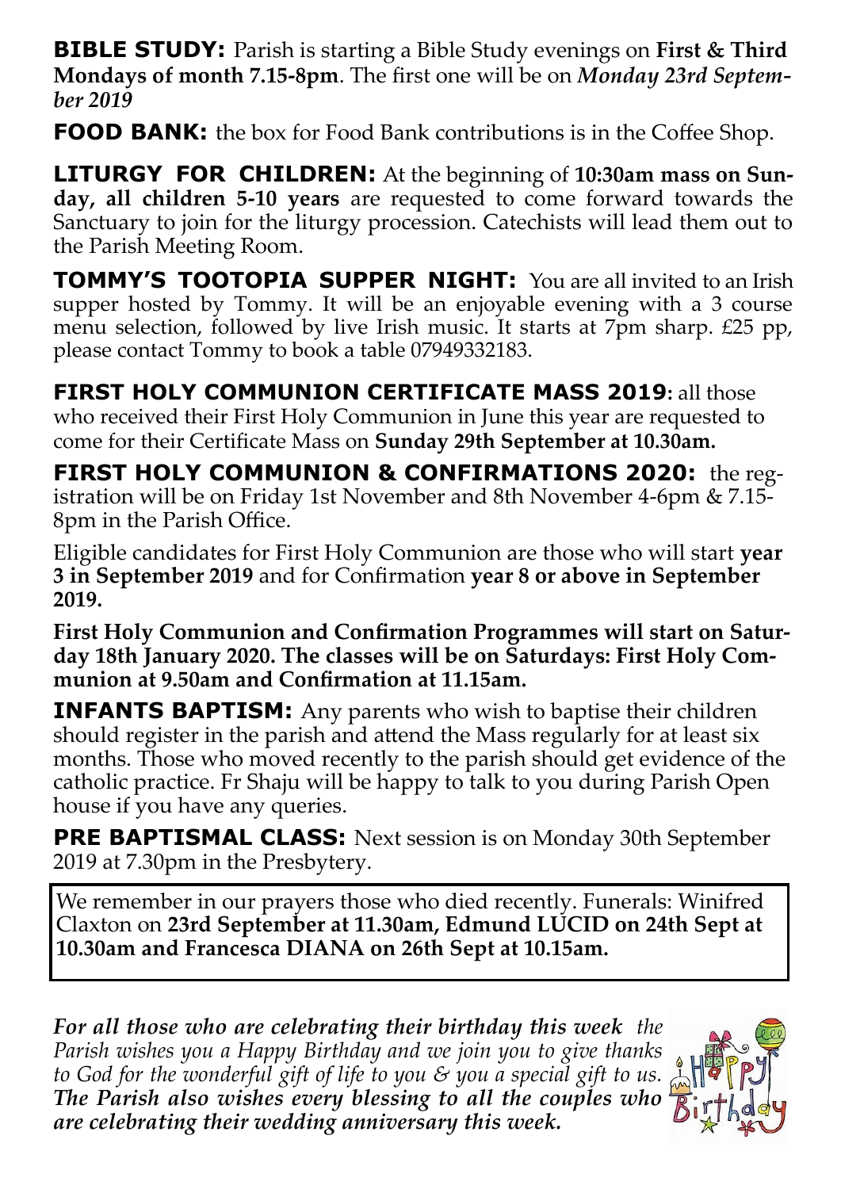**BIBLE STUDY:** Parish is starting a Bible Study evenings on **First & Third Mondays of month 7.15-8pm**. The first one will be on ***Monday 23rd September 2019***

**FOOD BANK:** the box for Food Bank contributions is in the Coffee Shop.

**LITURGY FOR CHILDREN:** At the beginning of **10:30am mass on Sunday, all children 5-10 years** are requested to come forward towards the Sanctuary to join for the liturgy procession. Catechists will lead them out to the Parish Meeting Room.

**TOMMY'S TOOTOPIA SUPPER NIGHT:** You are all invited to an Irish supper hosted by Tommy. It will be an enjoyable evening with a 3 course menu selection, followed by live Irish music. It starts at 7pm sharp. £25 pp, please contact Tommy to book a table 07949332183.

**FIRST HOLY COMMUNION CERTIFICATE MASS 2019**: all those who received their First Holy Communion in June this year are requested to come for their Certificate Mass on **Sunday 29th September at 10.30am.**

**FIRST HOLY COMMUNION & CONFIRMATIONS 2020:** the registration will be on Friday 1st November and 8th November 4-6pm & 7.15-8pm in the Parish Office.

Eligible candidates for First Holy Communion are those who will start **year 3 in September 2019** and for Confirmation **year 8 or above in September 2019.**

**First Holy Communion and Confirmation Programmes will start on Saturday 18th January 2020. The classes will be on Saturdays: First Holy Communion at 9.50am and Confirmation at 11.15am.**

**INFANTS BAPTISM:** Any parents who wish to baptise their children should register in the parish and attend the Mass regularly for at least six months. Those who moved recently to the parish should get evidence of the catholic practice. Fr Shaju will be happy to talk to you during Parish Open house if you have any queries.

**PRE BAPTISMAL CLASS:** Next session is on Monday 30th September 2019 at 7.30pm in the Presbytery.

We remember in our prayers those who died recently. Funerals: Winifred Claxton on **23rd September at 11.30am, Edmund LUCID on 24th Sept at 10.30am and Francesca DIANA on 26th Sept at 10.15am.**

***For all those who are celebrating their birthday this week*** *the Parish wishes you a Happy Birthday and we join you to give thanks to God for the wonderful gift of life to you & you a special gift to us.* ***The Parish also wishes every blessing to all the couples who are celebrating their wedding anniversary this week.***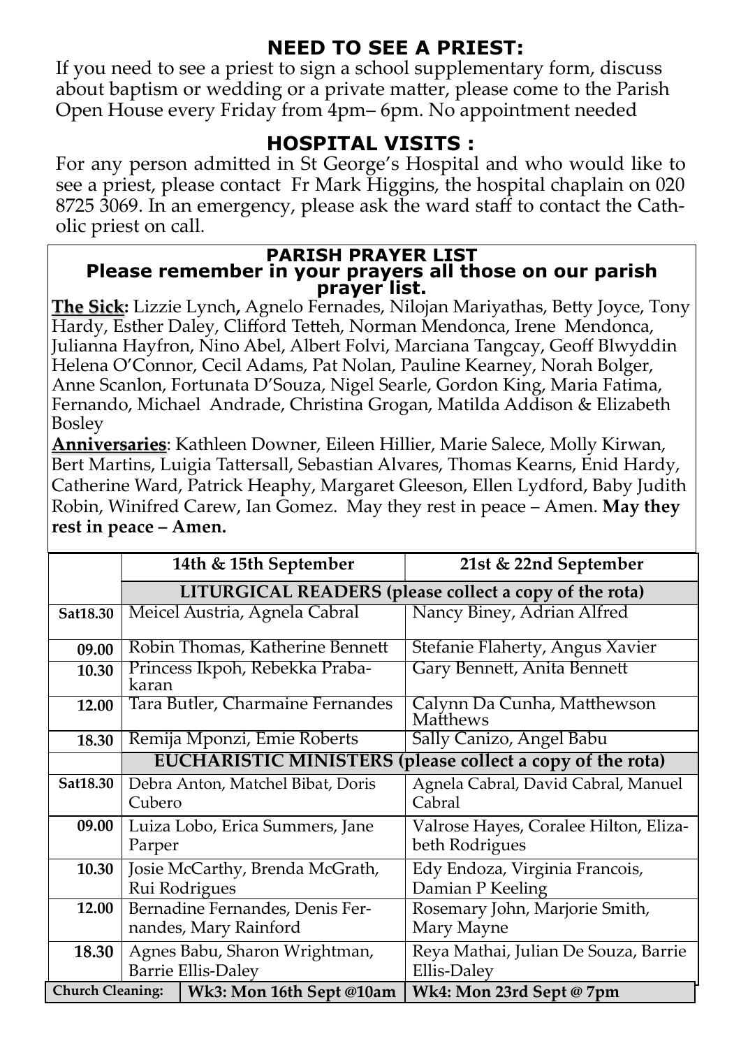## NEED TO SEE A PRIEST:

If you need to see a priest to sign a school supplementary form, discuss about baptism or wedding or a private matter, please come to the Parish Open House every Friday from 4pm– 6pm. No appointment needed

## HOSPITAL VISITS :

For any person admitted in St George's Hospital and who would like to see a priest, please contact Fr Mark Higgins, the hospital chaplain on 020 8725 3069. In an emergency, please ask the ward staff to contact the Catholic priest on call.

### PARISH PRAYER LIST

**Please remember in your prayers all those on our parish prayer list.**

**The Sick:** Lizzie Lynch, Agnelo Fernades, Nilojan Mariyathas, Betty Joyce, Tony Hardy, Esther Daley, Clifford Tetteh, Norman Mendonca, Irene Mendonca, Julianna Hayfron, Nino Abel, Albert Folvi, Marciana Tangcay, Geoff Blwyddin Helena O'Connor, Cecil Adams, Pat Nolan, Pauline Kearney, Norah Bolger, Anne Scanlon, Fortunata D'Souza, Nigel Searle, Gordon King, Maria Fatima, Fernando, Michael Andrade, Christina Grogan, Matilda Addison & Elizabeth Bosley

**Anniversaries**: Kathleen Downer, Eileen Hillier, Marie Salece, Molly Kirwan, Bert Martins, Luigia Tattersall, Sebastian Alvares, Thomas Kearns, Enid Hardy, Catherine Ward, Patrick Heaphy, Margaret Gleeson, Ellen Lydford, Baby Judith Robin, Winifred Carew, Ian Gomez. May they rest in peace – Amen. **May they rest in peace – Amen.**

| | 14th & 15th September | 21st & 22nd September |
|---|---|---|
| | **LITURGICAL READERS (please collect a copy of the rota)** | |
| **Sat18.30** | Meicel Austria, Agnela Cabral | Nancy Biney, Adrian Alfred |
| **09.00** | Robin Thomas, Katherine Bennett | Stefanie Flaherty, Angus Xavier |
| **10.30** | Princess Ikpoh, Rebekka Prabakaran | Gary Bennett, Anita Bennett |
| **12.00** | Tara Butler, Charmaine Fernandes | Calynn Da Cunha, Matthewson Matthews |
| **18.30** | Remija Mponzi, Emie Roberts | Sally Canizo, Angel Babu |
| | **EUCHARISTIC MINISTERS (please collect a copy of the rota)** | |
| **Sat18.30** | Debra Anton, Matchel Bibat, Doris Cubero | Agnela Cabral, David Cabral, Manuel Cabral |
| **09.00** | Luiza Lobo, Erica Summers, Jane Parper | Valrose Hayes, Coralee Hilton, Elizabeth Rodrigues |
| **10.30** | Josie McCarthy, Brenda McGrath, Rui Rodrigues | Edy Endoza, Virginia Francois, Damian P Keeling |
| **12.00** | Bernadine Fernandes, Denis Fernandes, Mary Rainford | Rosemary John, Marjorie Smith, Mary Mayne |
| **18.30** | Agnes Babu, Sharon Wrightman, Barrie Ellis-Daley | Reya Mathai, Julian De Souza, Barrie Ellis-Daley |
| **Church Cleaning:** | **Wk3: Mon 16th Sept @10am** | **Wk4: Mon 23rd Sept @ 7pm** |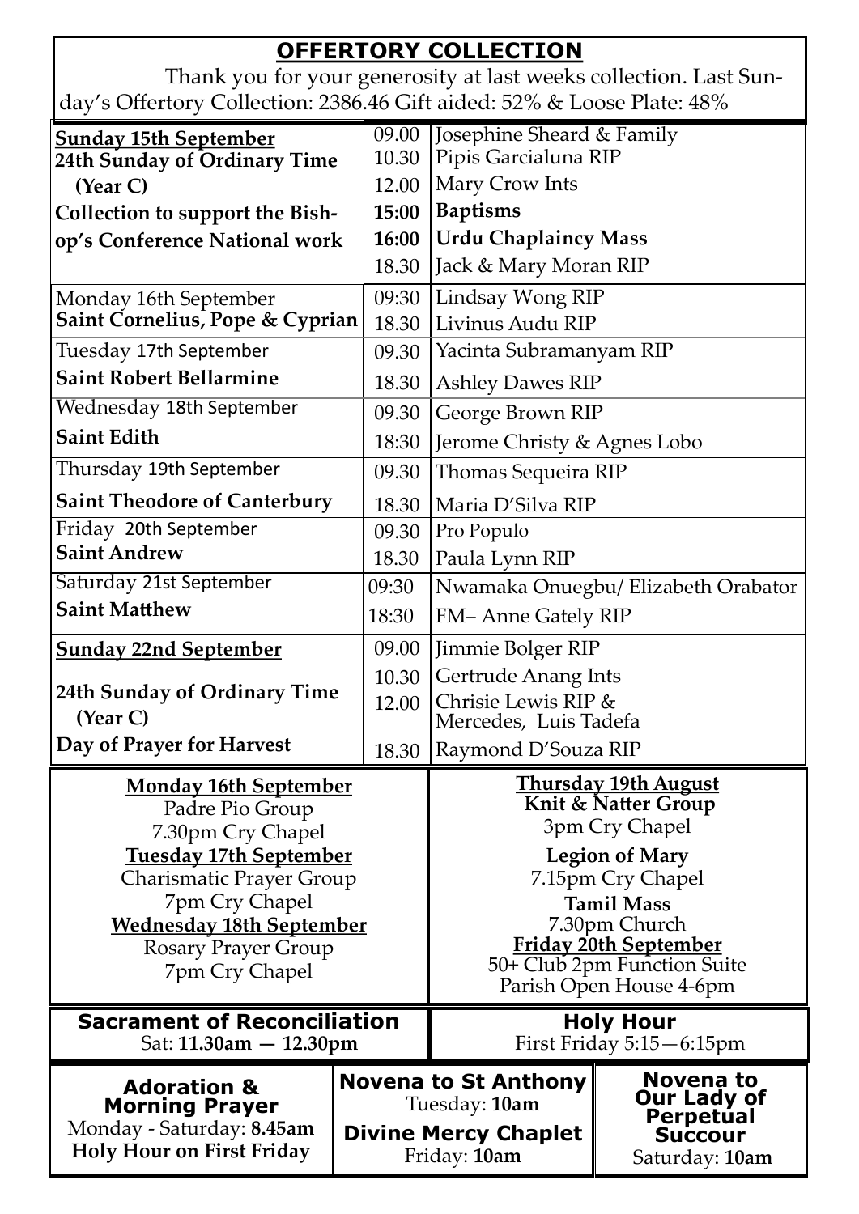## OFFERTORY COLLECTION

Thank you for your generosity at last weeks collection. Last Sunday's Offertory Collection: 2386.46 Gift aided: 52% & Loose Plate: 48%

| | | |
|---|---|---|
| **Sunday 15th September**<br>**24th Sunday of Ordinary Time (Year C)**<br>**Collection to support the Bishop's Conference National work** | 09.00<br>10.30<br>12.00<br>**15:00**<br>**16:00**<br>18.30 | Josephine Sheard & Family<br>Pipis Garcialuna RIP<br>Mary Crow Ints<br>**Baptisms**<br>**Urdu Chaplaincy Mass**<br>Jack & Mary Moran RIP |
| Monday 16th September<br>**Saint Cornelius, Pope & Cyprian** | 09:30<br>18.30 | Lindsay Wong RIP<br>Livinus Audu RIP |
| Tuesday 17th September<br>**Saint Robert Bellarmine** | 09.30<br>18.30 | Yacinta Subramanyam RIP<br>Ashley Dawes RIP |
| Wednesday 18th September<br>**Saint Edith** | 09.30<br>18:30 | George Brown RIP<br>Jerome Christy & Agnes Lobo |
| Thursday 19th September<br>**Saint Theodore of Canterbury** | 09.30<br>18.30 | Thomas Sequeira RIP<br>Maria D'Silva RIP |
| Friday 20th September<br>**Saint Andrew** | 09.30<br>18.30 | Pro Populo<br>Paula Lynn RIP |
| Saturday 21st September<br>**Saint Matthew** | 09:30<br>18:30 | Nwamaka Onuegbu/ Elizabeth Orabator<br>FM– Anne Gately RIP |
| **Sunday 22nd September**<br>**24th Sunday of Ordinary Time (Year C)**<br>**Day of Prayer for Harvest** | 09.00<br>10.30<br>12.00<br>18.30 | Jimmie Bolger RIP<br>Gertrude Anang Ints<br>Chrisie Lewis RIP & Mercedes, Luis Tadefa<br>Raymond D'Souza RIP |

**Monday 16th September**
Padre Pio Group
7.30pm Cry Chapel

**Tuesday 17th September**
Charismatic Prayer Group
7pm Cry Chapel

**Wednesday 18th September**
Rosary Prayer Group
7pm Cry Chapel

**Thursday 19th August**
**Knit & Natter Group**
3pm Cry Chapel

**Legion of Mary**
7.15pm Cry Chapel

**Tamil Mass**
7.30pm Church

**Friday 20th September**
50+ Club 2pm Function Suite
Parish Open House 4-6pm

**Sacrament of Reconciliation**
Sat: **11.30am — 12.30pm**

**Holy Hour**
First Friday 5:15—6:15pm

**Adoration & Morning Prayer**
Monday - Saturday: **8.45am**
**Holy Hour on First Friday**

**Novena to St Anthony**
Tuesday: **10am**

**Divine Mercy Chaplet**
Friday: **10am**

**Novena to Our Lady of Perpetual Succour**
Saturday: **10am**